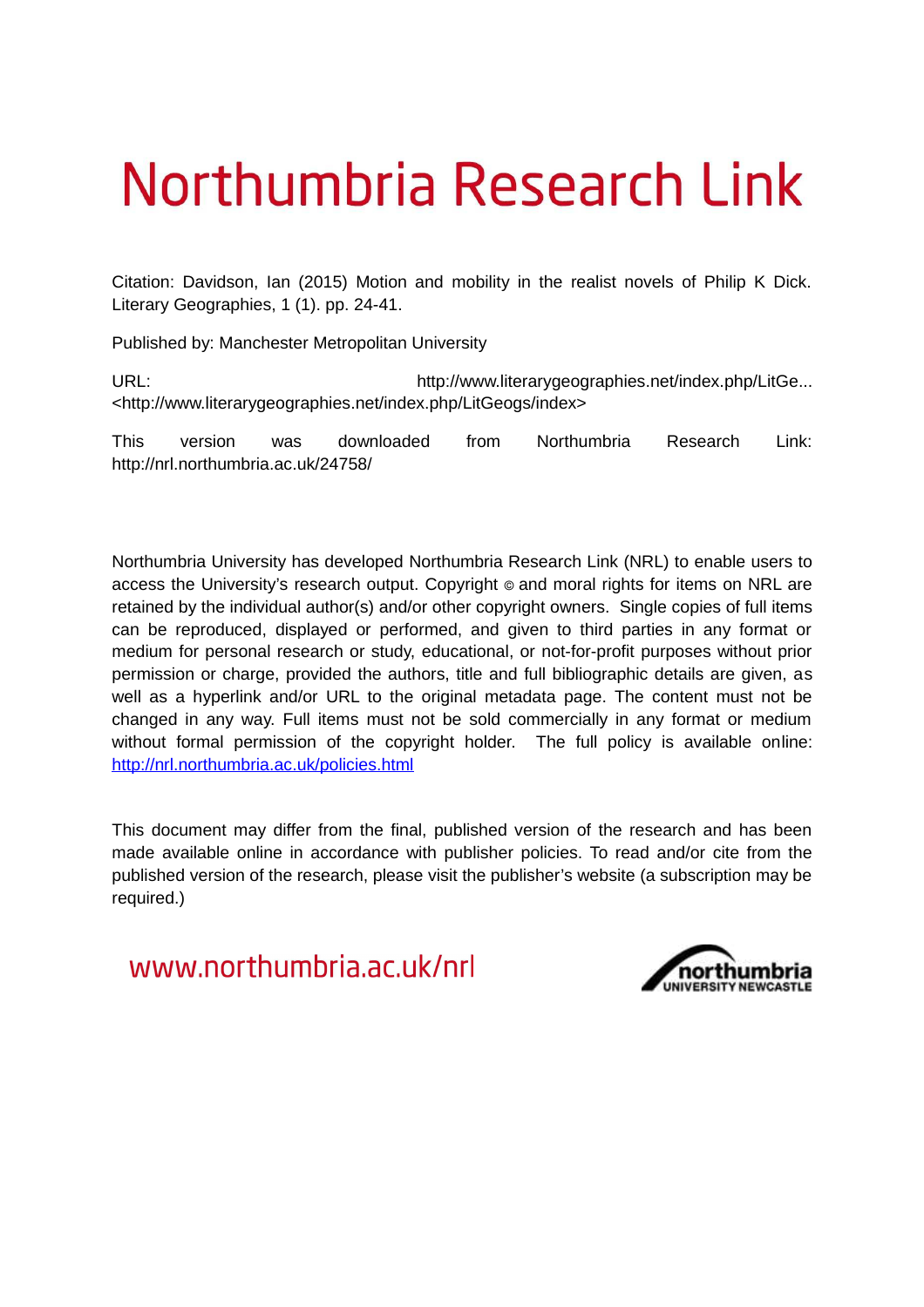# Northumbria Research Link

Citation: Davidson, Ian (2015) Motion and mobility in the realist novels of Philip K Dick. Literary Geographies, 1 (1). pp. 24-41.

Published by: Manchester Metropolitan University

URL: http://www.literarygeographies.net/index.php/LitGe... <http://www.literarygeographies.net/index.php/LitGeogs/index>

This version was downloaded from Northumbria Research Link: http://nrl.northumbria.ac.uk/24758/

Northumbria University has developed Northumbria Research Link (NRL) to enable users to access the University's research output. Copyright © and moral rights for items on NRL are retained by the individual author(s) and/or other copyright owners. Single copies of full items can be reproduced, displayed or performed, and given to third parties in any format or medium for personal research or study, educational, or not-for-profit purposes without prior permission or charge, provided the authors, title and full bibliographic details are given, as well as a hyperlink and/or URL to the original metadata page. The content must not be changed in any way. Full items must not be sold commercially in any format or medium without formal permission of the copyright holder. The full policy is available online: http://nrl.northumbria.ac.uk/policies.html

This document may differ from the final, published version of the research and has been made available online in accordance with publisher policies. To read and/or cite from the published version of the research, please visit the publisher's website (a subscription may be required.)

www.northumbria.ac.uk/nrl

northumbria
UNIVERSITY NEWCASTLE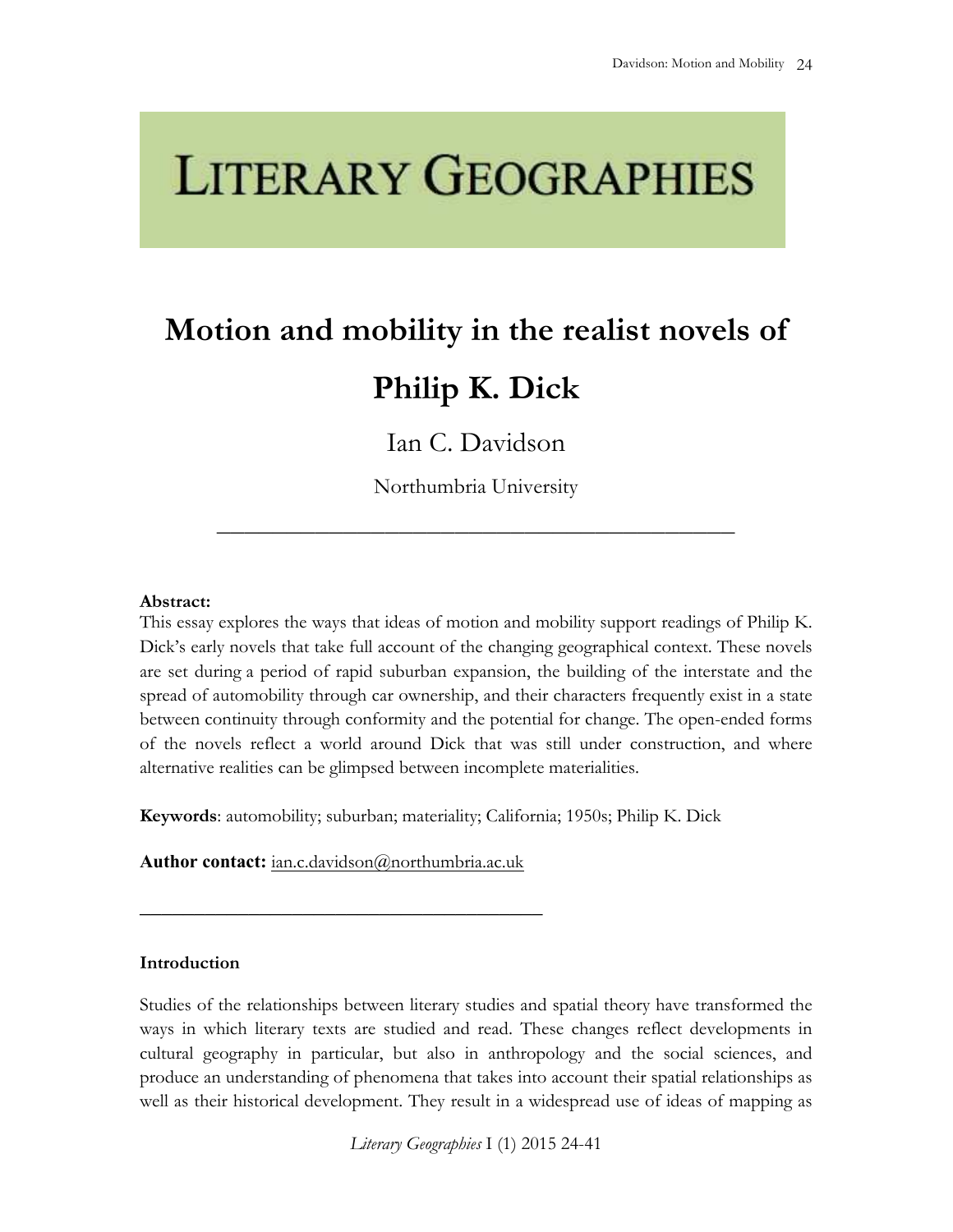LITERARY GEOGRAPHIES

# Motion and mobility in the realist novels of Philip K. Dick

Ian C. Davidson

Northumbria University

---

**Abstract:**
This essay explores the ways that ideas of motion and mobility support readings of Philip K. Dick's early novels that take full account of the changing geographical context. These novels are set during a period of rapid suburban expansion, the building of the interstate and the spread of automobility through car ownership, and their characters frequently exist in a state between continuity through conformity and the potential for change. The open-ended forms of the novels reflect a world around Dick that was still under construction, and where alternative realities can be glimpsed between incomplete materialities.

**Keywords**: automobility; suburban; materiality; California; 1950s; Philip K. Dick

**Author contact:** ian.c.davidson@northumbria.ac.uk

---

**Introduction**

Studies of the relationships between literary studies and spatial theory have transformed the ways in which literary texts are studied and read. These changes reflect developments in cultural geography in particular, but also in anthropology and the social sciences, and produce an understanding of phenomena that takes into account their spatial relationships as well as their historical development. They result in a widespread use of ideas of mapping as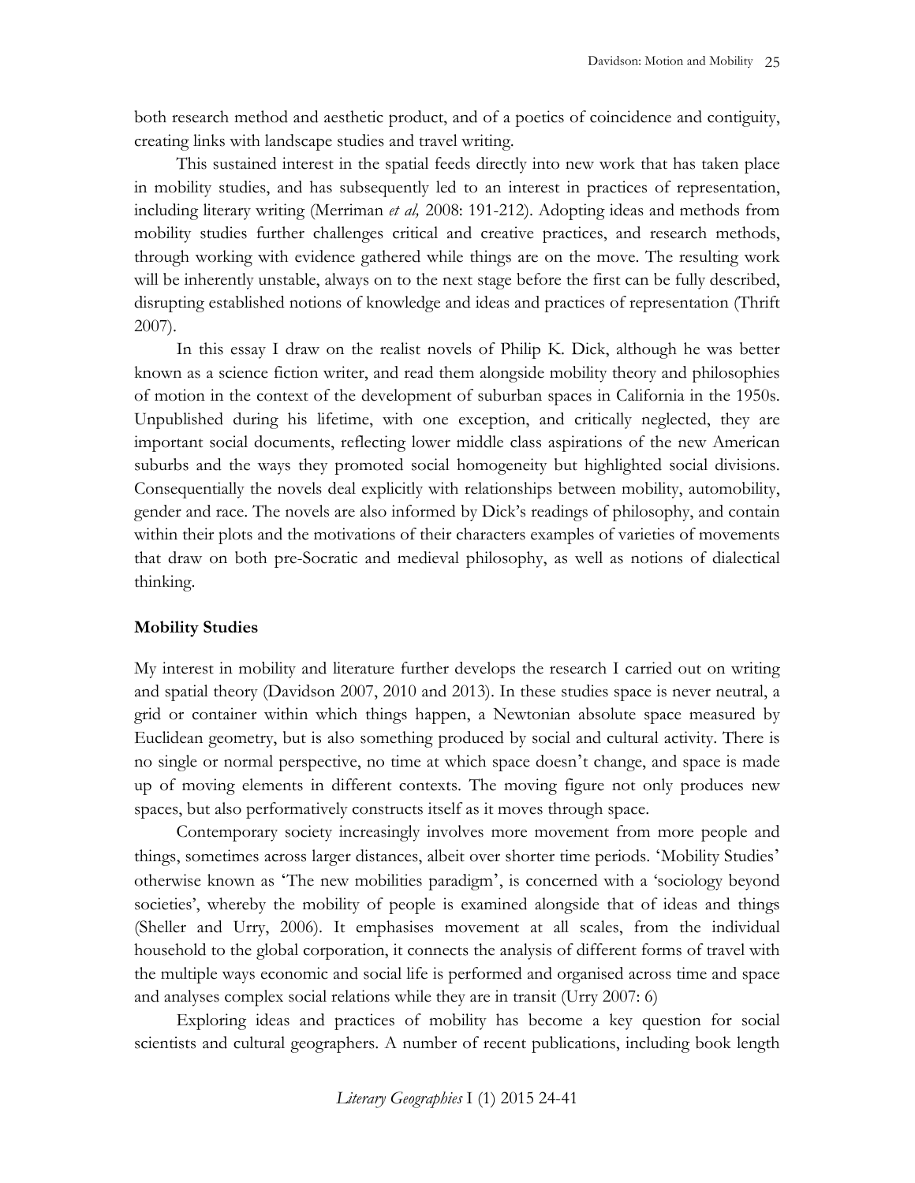both research method and aesthetic product, and of a poetics of coincidence and contiguity, creating links with landscape studies and travel writing.

This sustained interest in the spatial feeds directly into new work that has taken place in mobility studies, and has subsequently led to an interest in practices of representation, including literary writing (Merriman *et al,* 2008: 191-212). Adopting ideas and methods from mobility studies further challenges critical and creative practices, and research methods, through working with evidence gathered while things are on the move. The resulting work will be inherently unstable, always on to the next stage before the first can be fully described, disrupting established notions of knowledge and ideas and practices of representation (Thrift 2007).

In this essay I draw on the realist novels of Philip K. Dick, although he was better known as a science fiction writer, and read them alongside mobility theory and philosophies of motion in the context of the development of suburban spaces in California in the 1950s. Unpublished during his lifetime, with one exception, and critically neglected, they are important social documents, reflecting lower middle class aspirations of the new American suburbs and the ways they promoted social homogeneity but highlighted social divisions. Consequentially the novels deal explicitly with relationships between mobility, automobility, gender and race. The novels are also informed by Dick's readings of philosophy, and contain within their plots and the motivations of their characters examples of varieties of movements that draw on both pre-Socratic and medieval philosophy, as well as notions of dialectical thinking.

**Mobility Studies**

My interest in mobility and literature further develops the research I carried out on writing and spatial theory (Davidson 2007, 2010 and 2013). In these studies space is never neutral, a grid or container within which things happen, a Newtonian absolute space measured by Euclidean geometry, but is also something produced by social and cultural activity. There is no single or normal perspective, no time at which space doesn't change, and space is made up of moving elements in different contexts. The moving figure not only produces new spaces, but also performatively constructs itself as it moves through space.

Contemporary society increasingly involves more movement from more people and things, sometimes across larger distances, albeit over shorter time periods. 'Mobility Studies' otherwise known as 'The new mobilities paradigm', is concerned with a 'sociology beyond societies', whereby the mobility of people is examined alongside that of ideas and things (Sheller and Urry, 2006). It emphasises movement at all scales, from the individual household to the global corporation, it connects the analysis of different forms of travel with the multiple ways economic and social life is performed and organised across time and space and analyses complex social relations while they are in transit (Urry 2007: 6)

Exploring ideas and practices of mobility has become a key question for social scientists and cultural geographers. A number of recent publications, including book length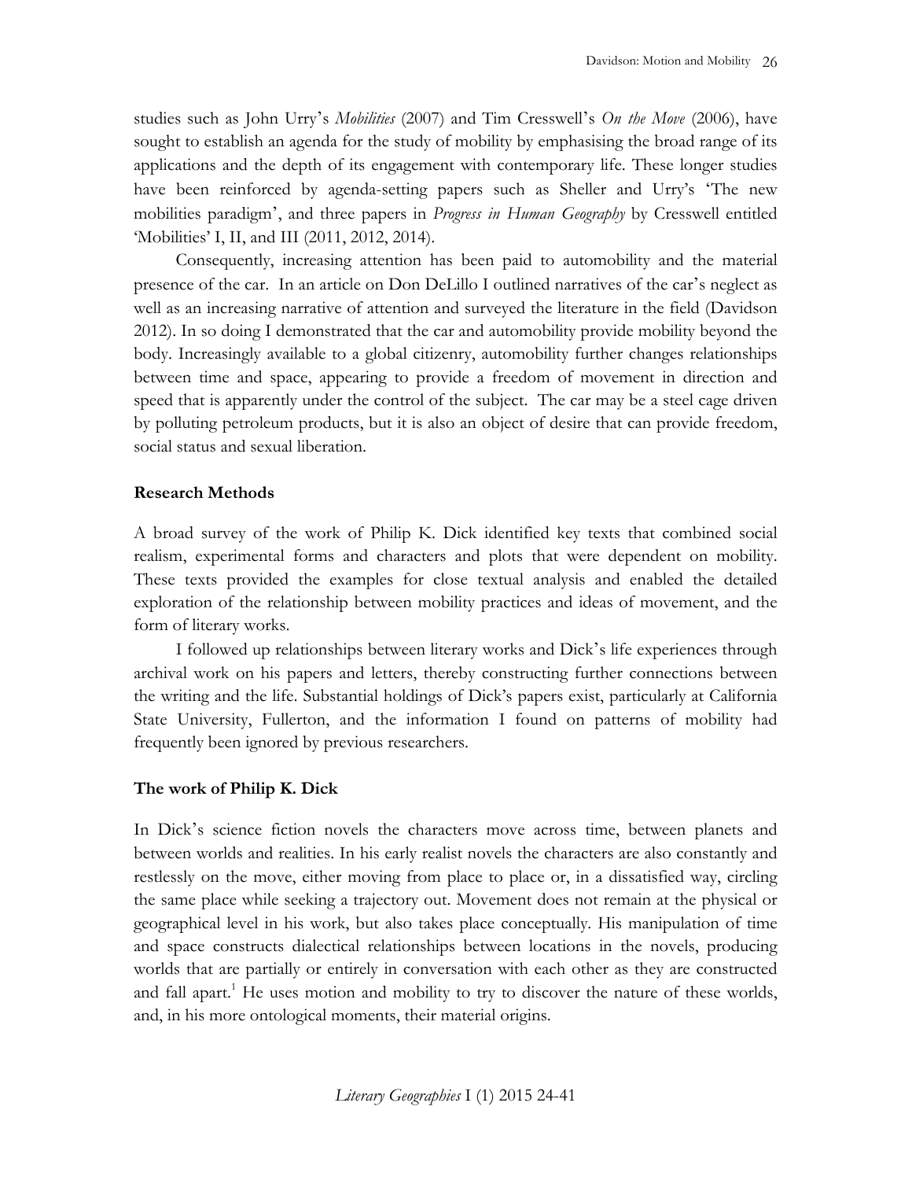studies such as John Urry's *Mobilities* (2007) and Tim Cresswell's *On the Move* (2006), have sought to establish an agenda for the study of mobility by emphasising the broad range of its applications and the depth of its engagement with contemporary life. These longer studies have been reinforced by agenda-setting papers such as Sheller and Urry's 'The new mobilities paradigm', and three papers in *Progress in Human Geography* by Cresswell entitled 'Mobilities' I, II, and III (2011, 2012, 2014).

Consequently, increasing attention has been paid to automobility and the material presence of the car. In an article on Don DeLillo I outlined narratives of the car's neglect as well as an increasing narrative of attention and surveyed the literature in the field (Davidson 2012). In so doing I demonstrated that the car and automobility provide mobility beyond the body. Increasingly available to a global citizenry, automobility further changes relationships between time and space, appearing to provide a freedom of movement in direction and speed that is apparently under the control of the subject. The car may be a steel cage driven by polluting petroleum products, but it is also an object of desire that can provide freedom, social status and sexual liberation.

## Research Methods

A broad survey of the work of Philip K. Dick identified key texts that combined social realism, experimental forms and characters and plots that were dependent on mobility. These texts provided the examples for close textual analysis and enabled the detailed exploration of the relationship between mobility practices and ideas of movement, and the form of literary works.

I followed up relationships between literary works and Dick's life experiences through archival work on his papers and letters, thereby constructing further connections between the writing and the life. Substantial holdings of Dick's papers exist, particularly at California State University, Fullerton, and the information I found on patterns of mobility had frequently been ignored by previous researchers.

## The work of Philip K. Dick

In Dick's science fiction novels the characters move across time, between planets and between worlds and realities. In his early realist novels the characters are also constantly and restlessly on the move, either moving from place to place or, in a dissatisfied way, circling the same place while seeking a trajectory out. Movement does not remain at the physical or geographical level in his work, but also takes place conceptually. His manipulation of time and space constructs dialectical relationships between locations in the novels, producing worlds that are partially or entirely in conversation with each other as they are constructed and fall apart.[1] He uses motion and mobility to try to discover the nature of these worlds, and, in his more ontological moments, their material origins.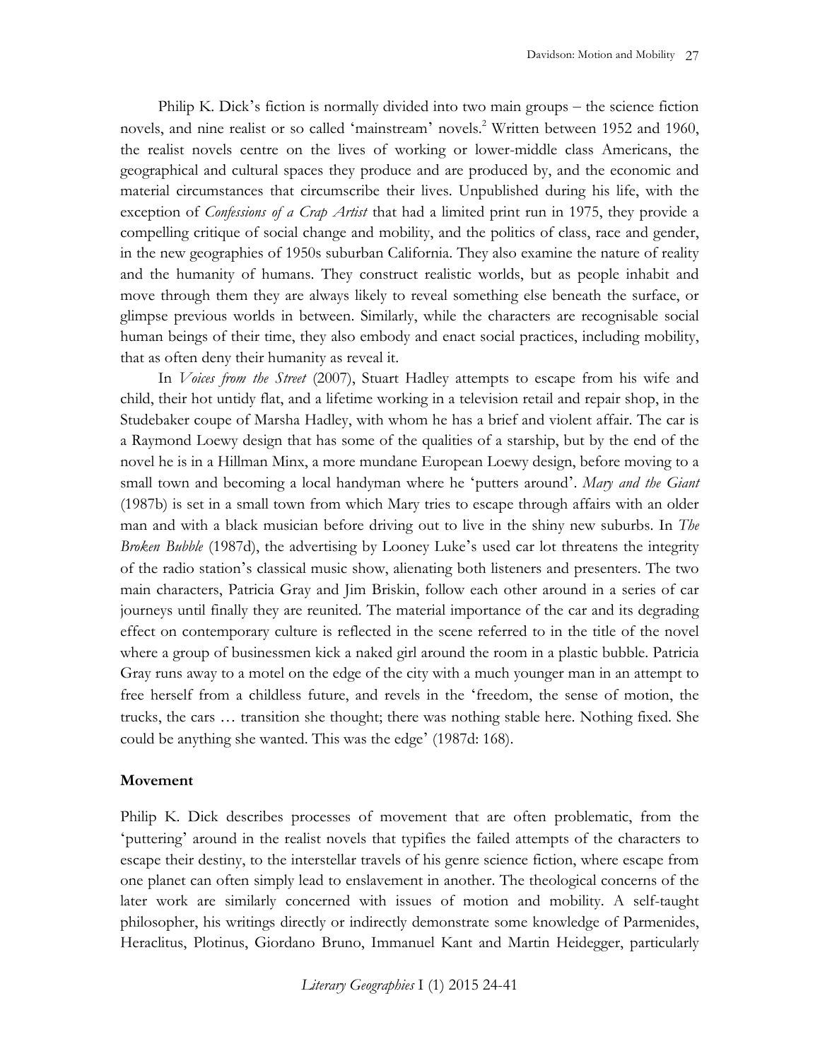Philip K. Dick's fiction is normally divided into two main groups – the science fiction novels, and nine realist or so called 'mainstream' novels.[2] Written between 1952 and 1960, the realist novels centre on the lives of working or lower-middle class Americans, the geographical and cultural spaces they produce and are produced by, and the economic and material circumstances that circumscribe their lives. Unpublished during his life, with the exception of *Confessions of a Crap Artist* that had a limited print run in 1975, they provide a compelling critique of social change and mobility, and the politics of class, race and gender, in the new geographies of 1950s suburban California. They also examine the nature of reality and the humanity of humans. They construct realistic worlds, but as people inhabit and move through them they are always likely to reveal something else beneath the surface, or glimpse previous worlds in between. Similarly, while the characters are recognisable social human beings of their time, they also embody and enact social practices, including mobility, that as often deny their humanity as reveal it.

In *Voices from the Street* (2007), Stuart Hadley attempts to escape from his wife and child, their hot untidy flat, and a lifetime working in a television retail and repair shop, in the Studebaker coupe of Marsha Hadley, with whom he has a brief and violent affair. The car is a Raymond Loewy design that has some of the qualities of a starship, but by the end of the novel he is in a Hillman Minx, a more mundane European Loewy design, before moving to a small town and becoming a local handyman where he 'putters around'. *Mary and the Giant* (1987b) is set in a small town from which Mary tries to escape through affairs with an older man and with a black musician before driving out to live in the shiny new suburbs. In *The Broken Bubble* (1987d), the advertising by Looney Luke's used car lot threatens the integrity of the radio station's classical music show, alienating both listeners and presenters. The two main characters, Patricia Gray and Jim Briskin, follow each other around in a series of car journeys until finally they are reunited. The material importance of the car and its degrading effect on contemporary culture is reflected in the scene referred to in the title of the novel where a group of businessmen kick a naked girl around the room in a plastic bubble. Patricia Gray runs away to a motel on the edge of the city with a much younger man in an attempt to free herself from a childless future, and revels in the 'freedom, the sense of motion, the trucks, the cars … transition she thought; there was nothing stable here. Nothing fixed. She could be anything she wanted. This was the edge' (1987d: 168).

## Movement

Philip K. Dick describes processes of movement that are often problematic, from the 'puttering' around in the realist novels that typifies the failed attempts of the characters to escape their destiny, to the interstellar travels of his genre science fiction, where escape from one planet can often simply lead to enslavement in another. The theological concerns of the later work are similarly concerned with issues of motion and mobility. A self-taught philosopher, his writings directly or indirectly demonstrate some knowledge of Parmenides, Heraclitus, Plotinus, Giordano Bruno, Immanuel Kant and Martin Heidegger, particularly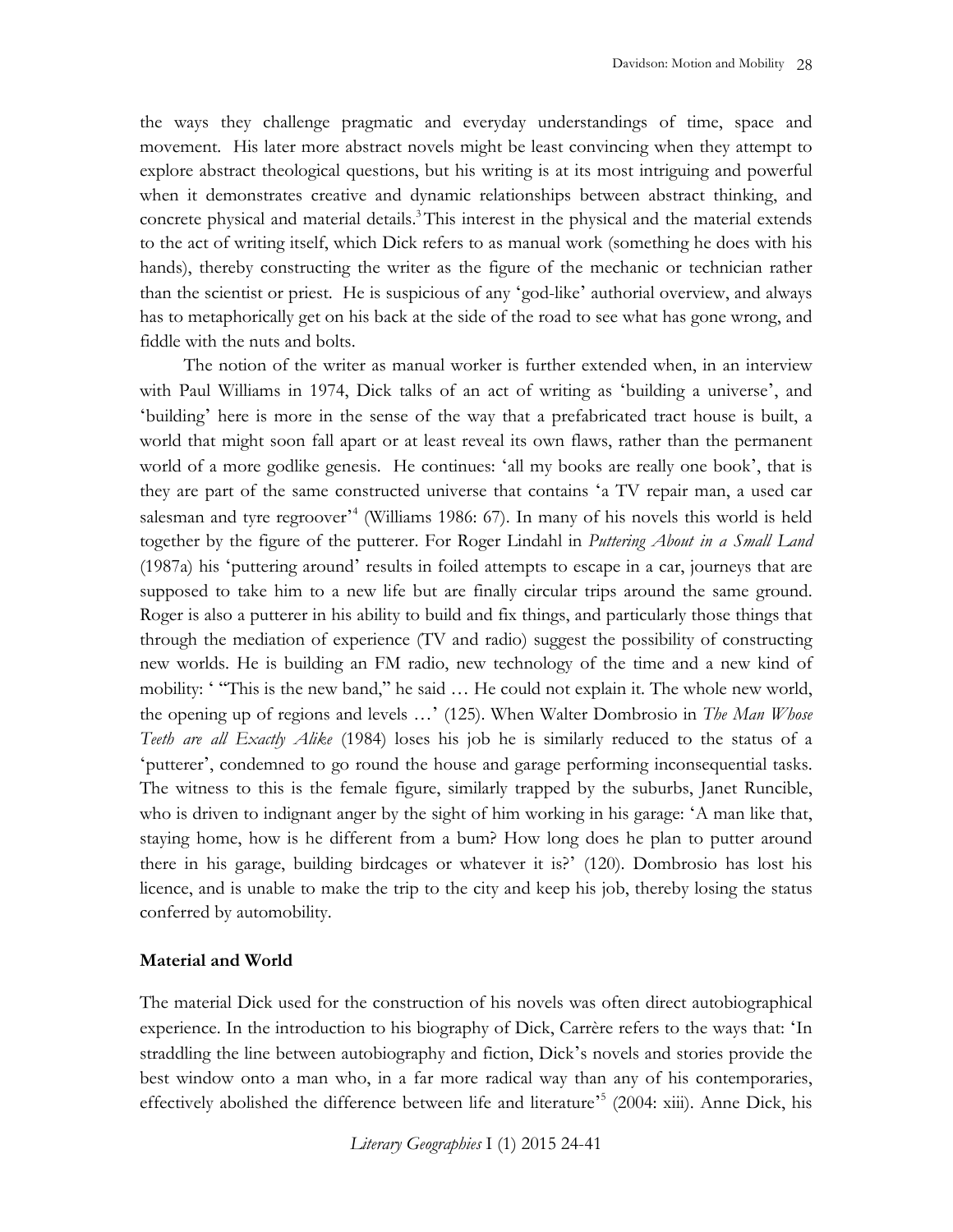the ways they challenge pragmatic and everyday understandings of time, space and movement. His later more abstract novels might be least convincing when they attempt to explore abstract theological questions, but his writing is at its most intriguing and powerful when it demonstrates creative and dynamic relationships between abstract thinking, and concrete physical and material details.[3] This interest in the physical and the material extends to the act of writing itself, which Dick refers to as manual work (something he does with his hands), thereby constructing the writer as the figure of the mechanic or technician rather than the scientist or priest. He is suspicious of any 'god-like' authorial overview, and always has to metaphorically get on his back at the side of the road to see what has gone wrong, and fiddle with the nuts and bolts.

The notion of the writer as manual worker is further extended when, in an interview with Paul Williams in 1974, Dick talks of an act of writing as 'building a universe', and 'building' here is more in the sense of the way that a prefabricated tract house is built, a world that might soon fall apart or at least reveal its own flaws, rather than the permanent world of a more godlike genesis. He continues: 'all my books are really one book', that is they are part of the same constructed universe that contains 'a TV repair man, a used car salesman and tyre regroover'[4] (Williams 1986: 67). In many of his novels this world is held together by the figure of the putterer. For Roger Lindahl in *Puttering About in a Small Land* (1987a) his 'puttering around' results in foiled attempts to escape in a car, journeys that are supposed to take him to a new life but are finally circular trips around the same ground. Roger is also a putterer in his ability to build and fix things, and particularly those things that through the mediation of experience (TV and radio) suggest the possibility of constructing new worlds. He is building an FM radio, new technology of the time and a new kind of mobility: ' "This is the new band," he said … He could not explain it. The whole new world, the opening up of regions and levels …' (125). When Walter Dombrosio in *The Man Whose Teeth are all Exactly Alike* (1984) loses his job he is similarly reduced to the status of a 'putterer', condemned to go round the house and garage performing inconsequential tasks. The witness to this is the female figure, similarly trapped by the suburbs, Janet Runcible, who is driven to indignant anger by the sight of him working in his garage: 'A man like that, staying home, how is he different from a bum? How long does he plan to putter around there in his garage, building birdcages or whatever it is?' (120). Dombrosio has lost his licence, and is unable to make the trip to the city and keep his job, thereby losing the status conferred by automobility.

### Material and World

The material Dick used for the construction of his novels was often direct autobiographical experience. In the introduction to his biography of Dick, Carrère refers to the ways that: 'In straddling the line between autobiography and fiction, Dick's novels and stories provide the best window onto a man who, in a far more radical way than any of his contemporaries, effectively abolished the difference between life and literature'[5] (2004: xiii). Anne Dick, his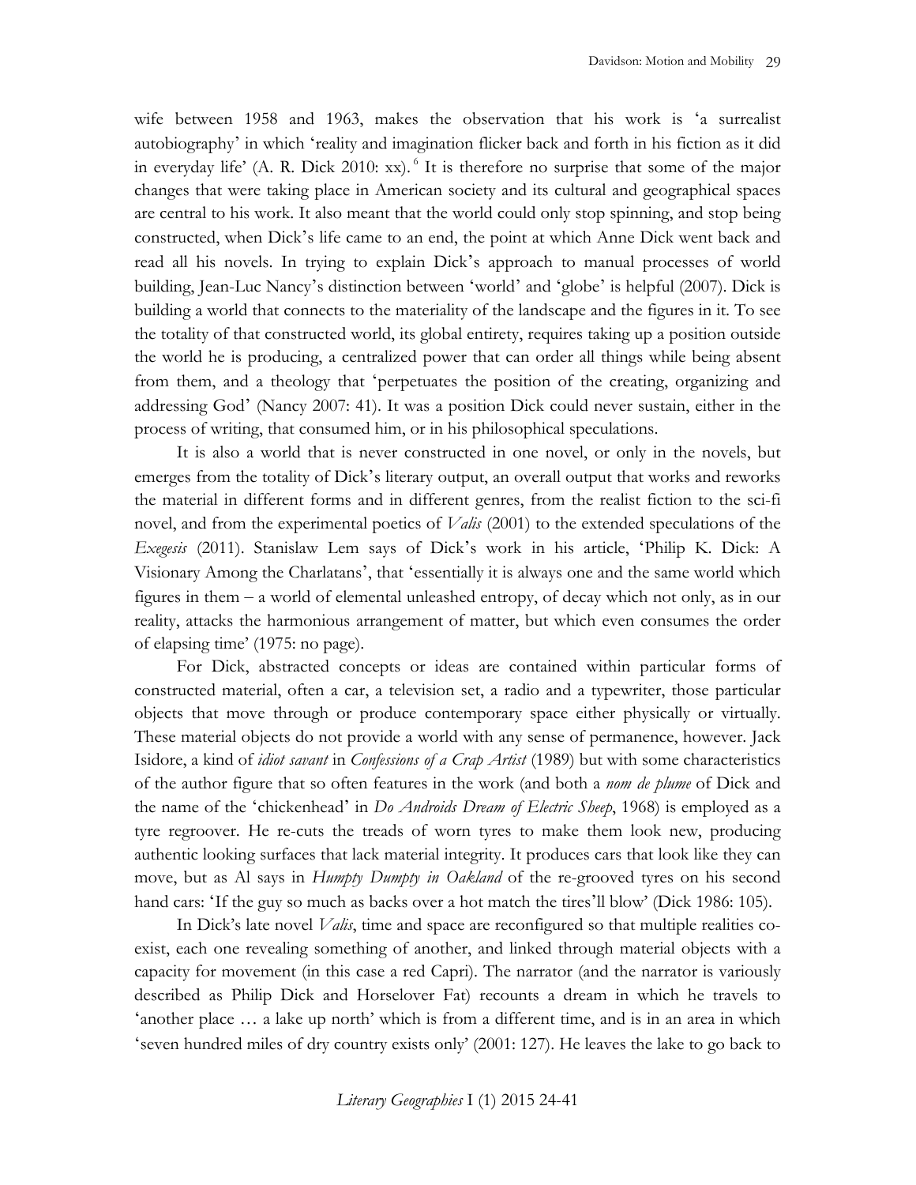wife between 1958 and 1963, makes the observation that his work is 'a surrealist autobiography' in which 'reality and imagination flicker back and forth in his fiction as it did in everyday life' (A. R. Dick 2010: xx).[6] It is therefore no surprise that some of the major changes that were taking place in American society and its cultural and geographical spaces are central to his work. It also meant that the world could only stop spinning, and stop being constructed, when Dick's life came to an end, the point at which Anne Dick went back and read all his novels. In trying to explain Dick's approach to manual processes of world building, Jean-Luc Nancy's distinction between 'world' and 'globe' is helpful (2007). Dick is building a world that connects to the materiality of the landscape and the figures in it. To see the totality of that constructed world, its global entirety, requires taking up a position outside the world he is producing, a centralized power that can order all things while being absent from them, and a theology that 'perpetuates the position of the creating, organizing and addressing God' (Nancy 2007: 41). It was a position Dick could never sustain, either in the process of writing, that consumed him, or in his philosophical speculations.

It is also a world that is never constructed in one novel, or only in the novels, but emerges from the totality of Dick's literary output, an overall output that works and reworks the material in different forms and in different genres, from the realist fiction to the sci-fi novel, and from the experimental poetics of *Valis* (2001) to the extended speculations of the *Exegesis* (2011). Stanislaw Lem says of Dick's work in his article, 'Philip K. Dick: A Visionary Among the Charlatans', that 'essentially it is always one and the same world which figures in them – a world of elemental unleashed entropy, of decay which not only, as in our reality, attacks the harmonious arrangement of matter, but which even consumes the order of elapsing time' (1975: no page).

For Dick, abstracted concepts or ideas are contained within particular forms of constructed material, often a car, a television set, a radio and a typewriter, those particular objects that move through or produce contemporary space either physically or virtually. These material objects do not provide a world with any sense of permanence, however. Jack Isidore, a kind of *idiot savant* in *Confessions of a Crap Artist* (1989) but with some characteristics of the author figure that so often features in the work (and both a *nom de plume* of Dick and the name of the 'chickenhead' in *Do Androids Dream of Electric Sheep*, 1968) is employed as a tyre regroover. He re-cuts the treads of worn tyres to make them look new, producing authentic looking surfaces that lack material integrity. It produces cars that look like they can move, but as Al says in *Humpty Dumpty in Oakland* of the re-grooved tyres on his second hand cars: 'If the guy so much as backs over a hot match the tires'll blow' (Dick 1986: 105).

In Dick's late novel *Valis*, time and space are reconfigured so that multiple realities co-exist, each one revealing something of another, and linked through material objects with a capacity for movement (in this case a red Capri). The narrator (and the narrator is variously described as Philip Dick and Horselover Fat) recounts a dream in which he travels to 'another place … a lake up north' which is from a different time, and is in an area in which 'seven hundred miles of dry country exists only' (2001: 127). He leaves the lake to go back to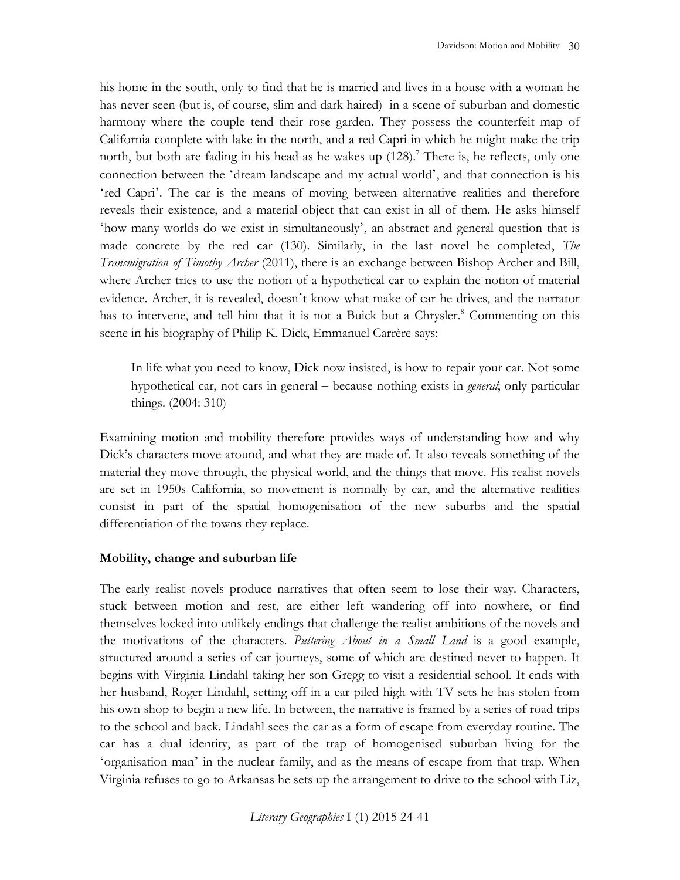his home in the south, only to find that he is married and lives in a house with a woman he has never seen (but is, of course, slim and dark haired) in a scene of suburban and domestic harmony where the couple tend their rose garden. They possess the counterfeit map of California complete with lake in the north, and a red Capri in which he might make the trip north, but both are fading in his head as he wakes up (128).[7] There is, he reflects, only one connection between the 'dream landscape and my actual world', and that connection is his 'red Capri'. The car is the means of moving between alternative realities and therefore reveals their existence, and a material object that can exist in all of them. He asks himself 'how many worlds do we exist in simultaneously', an abstract and general question that is made concrete by the red car (130). Similarly, in the last novel he completed, *The Transmigration of Timothy Archer* (2011), there is an exchange between Bishop Archer and Bill, where Archer tries to use the notion of a hypothetical car to explain the notion of material evidence. Archer, it is revealed, doesn't know what make of car he drives, and the narrator has to intervene, and tell him that it is not a Buick but a Chrysler.[8] Commenting on this scene in his biography of Philip K. Dick, Emmanuel Carrère says:

> In life what you need to know, Dick now insisted, is how to repair your car. Not some hypothetical car, not cars in general – because nothing exists in *general*; only particular things. (2004: 310)

Examining motion and mobility therefore provides ways of understanding how and why Dick's characters move around, and what they are made of. It also reveals something of the material they move through, the physical world, and the things that move. His realist novels are set in 1950s California, so movement is normally by car, and the alternative realities consist in part of the spatial homogenisation of the new suburbs and the spatial differentiation of the towns they replace.

## Mobility, change and suburban life

The early realist novels produce narratives that often seem to lose their way. Characters, stuck between motion and rest, are either left wandering off into nowhere, or find themselves locked into unlikely endings that challenge the realist ambitions of the novels and the motivations of the characters. *Puttering About in a Small Land* is a good example, structured around a series of car journeys, some of which are destined never to happen. It begins with Virginia Lindahl taking her son Gregg to visit a residential school. It ends with her husband, Roger Lindahl, setting off in a car piled high with TV sets he has stolen from his own shop to begin a new life. In between, the narrative is framed by a series of road trips to the school and back. Lindahl sees the car as a form of escape from everyday routine. The car has a dual identity, as part of the trap of homogenised suburban living for the 'organisation man' in the nuclear family, and as the means of escape from that trap. When Virginia refuses to go to Arkansas he sets up the arrangement to drive to the school with Liz,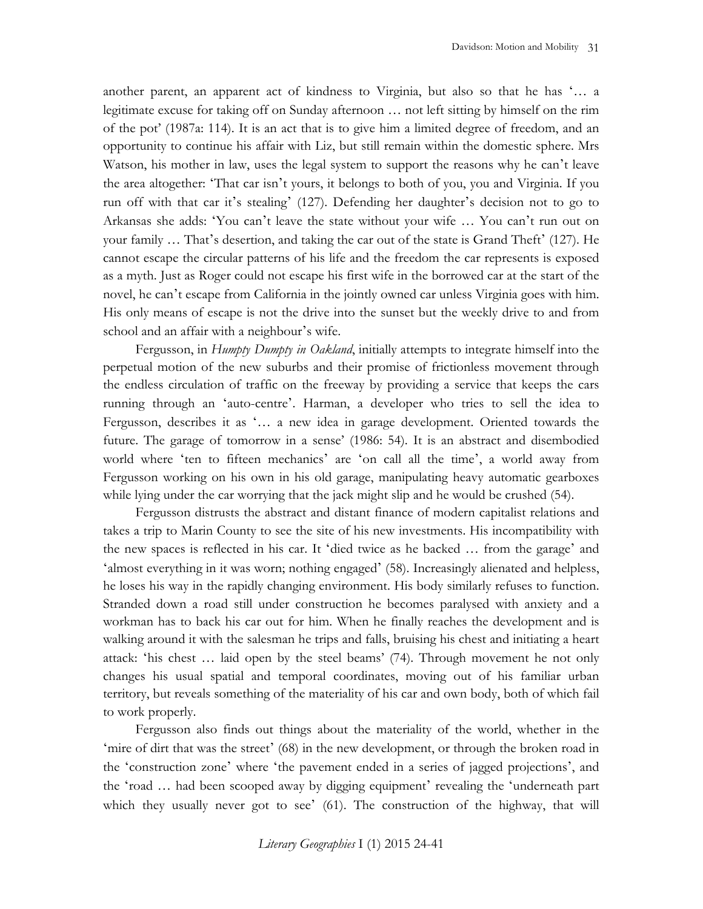another parent, an apparent act of kindness to Virginia, but also so that he has '… a legitimate excuse for taking off on Sunday afternoon … not left sitting by himself on the rim of the pot' (1987a: 114). It is an act that is to give him a limited degree of freedom, and an opportunity to continue his affair with Liz, but still remain within the domestic sphere. Mrs Watson, his mother in law, uses the legal system to support the reasons why he can't leave the area altogether: 'That car isn't yours, it belongs to both of you, you and Virginia. If you run off with that car it's stealing' (127). Defending her daughter's decision not to go to Arkansas she adds: 'You can't leave the state without your wife … You can't run out on your family … That's desertion, and taking the car out of the state is Grand Theft' (127). He cannot escape the circular patterns of his life and the freedom the car represents is exposed as a myth. Just as Roger could not escape his first wife in the borrowed car at the start of the novel, he can't escape from California in the jointly owned car unless Virginia goes with him. His only means of escape is not the drive into the sunset but the weekly drive to and from school and an affair with a neighbour's wife.

Fergusson, in *Humpty Dumpty in Oakland*, initially attempts to integrate himself into the perpetual motion of the new suburbs and their promise of frictionless movement through the endless circulation of traffic on the freeway by providing a service that keeps the cars running through an 'auto-centre'. Harman, a developer who tries to sell the idea to Fergusson, describes it as '… a new idea in garage development. Oriented towards the future. The garage of tomorrow in a sense' (1986: 54). It is an abstract and disembodied world where 'ten to fifteen mechanics' are 'on call all the time', a world away from Fergusson working on his own in his old garage, manipulating heavy automatic gearboxes while lying under the car worrying that the jack might slip and he would be crushed (54).

Fergusson distrusts the abstract and distant finance of modern capitalist relations and takes a trip to Marin County to see the site of his new investments. His incompatibility with the new spaces is reflected in his car. It 'died twice as he backed … from the garage' and 'almost everything in it was worn; nothing engaged' (58). Increasingly alienated and helpless, he loses his way in the rapidly changing environment. His body similarly refuses to function. Stranded down a road still under construction he becomes paralysed with anxiety and a workman has to back his car out for him. When he finally reaches the development and is walking around it with the salesman he trips and falls, bruising his chest and initiating a heart attack: 'his chest … laid open by the steel beams' (74). Through movement he not only changes his usual spatial and temporal coordinates, moving out of his familiar urban territory, but reveals something of the materiality of his car and own body, both of which fail to work properly.

Fergusson also finds out things about the materiality of the world, whether in the 'mire of dirt that was the street' (68) in the new development, or through the broken road in the 'construction zone' where 'the pavement ended in a series of jagged projections', and the 'road … had been scooped away by digging equipment' revealing the 'underneath part which they usually never got to see' (61). The construction of the highway, that will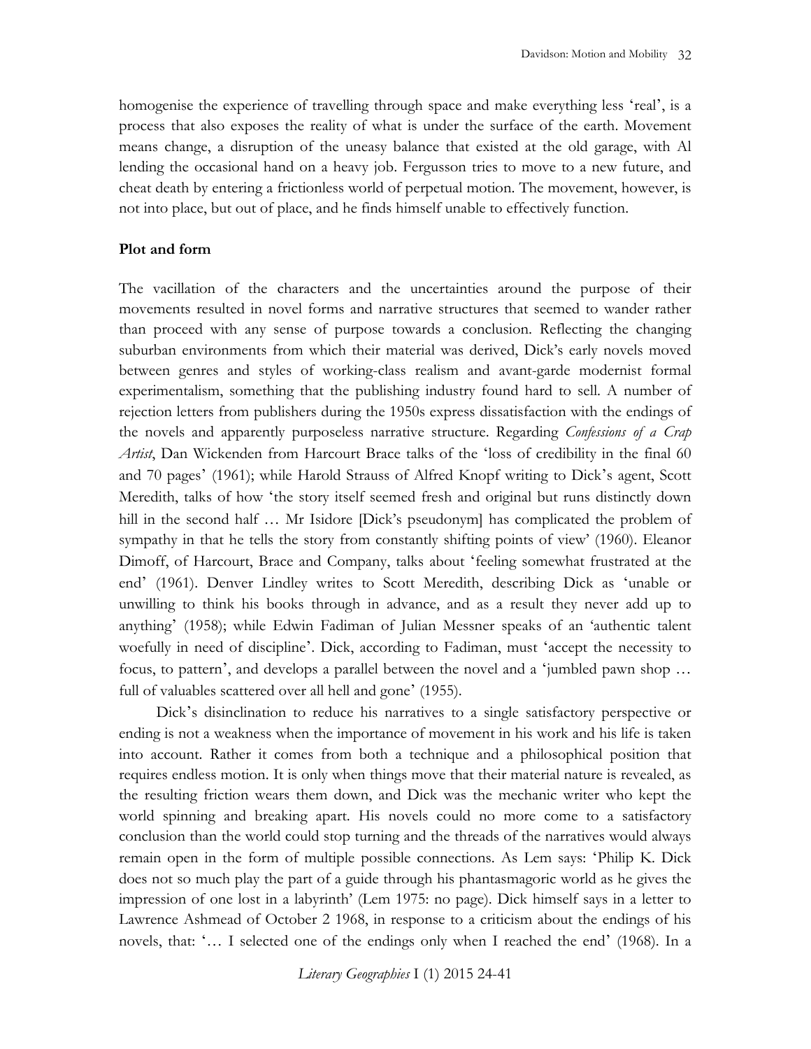homogenise the experience of travelling through space and make everything less 'real', is a process that also exposes the reality of what is under the surface of the earth. Movement means change, a disruption of the uneasy balance that existed at the old garage, with Al lending the occasional hand on a heavy job. Fergusson tries to move to a new future, and cheat death by entering a frictionless world of perpetual motion. The movement, however, is not into place, but out of place, and he finds himself unable to effectively function.

**Plot and form**

The vacillation of the characters and the uncertainties around the purpose of their movements resulted in novel forms and narrative structures that seemed to wander rather than proceed with any sense of purpose towards a conclusion. Reflecting the changing suburban environments from which their material was derived, Dick's early novels moved between genres and styles of working-class realism and avant-garde modernist formal experimentalism, something that the publishing industry found hard to sell. A number of rejection letters from publishers during the 1950s express dissatisfaction with the endings of the novels and apparently purposeless narrative structure. Regarding *Confessions of a Crap Artist*, Dan Wickenden from Harcourt Brace talks of the 'loss of credibility in the final 60 and 70 pages' (1961); while Harold Strauss of Alfred Knopf writing to Dick's agent, Scott Meredith, talks of how 'the story itself seemed fresh and original but runs distinctly down hill in the second half … Mr Isidore [Dick's pseudonym] has complicated the problem of sympathy in that he tells the story from constantly shifting points of view' (1960). Eleanor Dimoff, of Harcourt, Brace and Company, talks about 'feeling somewhat frustrated at the end' (1961). Denver Lindley writes to Scott Meredith, describing Dick as 'unable or unwilling to think his books through in advance, and as a result they never add up to anything' (1958); while Edwin Fadiman of Julian Messner speaks of an 'authentic talent woefully in need of discipline'. Dick, according to Fadiman, must 'accept the necessity to focus, to pattern', and develops a parallel between the novel and a 'jumbled pawn shop … full of valuables scattered over all hell and gone' (1955).

Dick's disinclination to reduce his narratives to a single satisfactory perspective or ending is not a weakness when the importance of movement in his work and his life is taken into account. Rather it comes from both a technique and a philosophical position that requires endless motion. It is only when things move that their material nature is revealed, as the resulting friction wears them down, and Dick was the mechanic writer who kept the world spinning and breaking apart. His novels could no more come to a satisfactory conclusion than the world could stop turning and the threads of the narratives would always remain open in the form of multiple possible connections. As Lem says: 'Philip K. Dick does not so much play the part of a guide through his phantasmagoric world as he gives the impression of one lost in a labyrinth' (Lem 1975: no page). Dick himself says in a letter to Lawrence Ashmead of October 2 1968, in response to a criticism about the endings of his novels, that: '… I selected one of the endings only when I reached the end' (1968). In a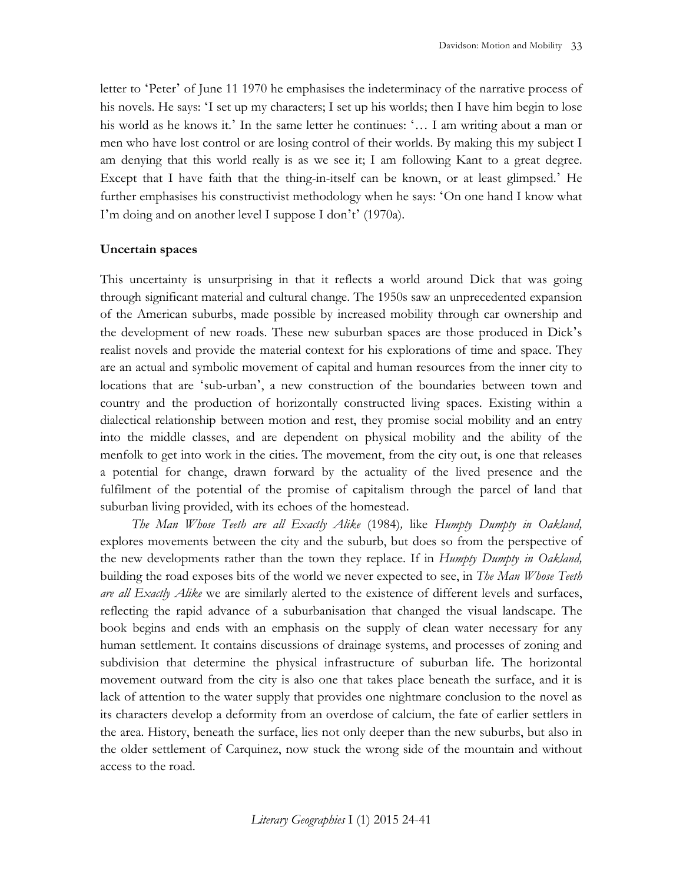letter to 'Peter' of June 11 1970 he emphasises the indeterminacy of the narrative process of his novels. He says: 'I set up my characters; I set up his worlds; then I have him begin to lose his world as he knows it.' In the same letter he continues: '… I am writing about a man or men who have lost control or are losing control of their worlds. By making this my subject I am denying that this world really is as we see it; I am following Kant to a great degree. Except that I have faith that the thing-in-itself can be known, or at least glimpsed.' He further emphasises his constructivist methodology when he says: 'On one hand I know what I'm doing and on another level I suppose I don't' (1970a).

### Uncertain spaces

This uncertainty is unsurprising in that it reflects a world around Dick that was going through significant material and cultural change. The 1950s saw an unprecedented expansion of the American suburbs, made possible by increased mobility through car ownership and the development of new roads. These new suburban spaces are those produced in Dick's realist novels and provide the material context for his explorations of time and space. They are an actual and symbolic movement of capital and human resources from the inner city to locations that are 'sub-urban', a new construction of the boundaries between town and country and the production of horizontally constructed living spaces. Existing within a dialectical relationship between motion and rest, they promise social mobility and an entry into the middle classes, and are dependent on physical mobility and the ability of the menfolk to get into work in the cities. The movement, from the city out, is one that releases a potential for change, drawn forward by the actuality of the lived presence and the fulfilment of the potential of the promise of capitalism through the parcel of land that suburban living provided, with its echoes of the homestead.

*The Man Whose Teeth are all Exactly Alike* (1984), like *Humpty Dumpty in Oakland,* explores movements between the city and the suburb, but does so from the perspective of the new developments rather than the town they replace. If in *Humpty Dumpty in Oakland,* building the road exposes bits of the world we never expected to see, in *The Man Whose Teeth are all Exactly Alike* we are similarly alerted to the existence of different levels and surfaces, reflecting the rapid advance of a suburbanisation that changed the visual landscape. The book begins and ends with an emphasis on the supply of clean water necessary for any human settlement. It contains discussions of drainage systems, and processes of zoning and subdivision that determine the physical infrastructure of suburban life. The horizontal movement outward from the city is also one that takes place beneath the surface, and it is lack of attention to the water supply that provides one nightmare conclusion to the novel as its characters develop a deformity from an overdose of calcium, the fate of earlier settlers in the area. History, beneath the surface, lies not only deeper than the new suburbs, but also in the older settlement of Carquinez, now stuck the wrong side of the mountain and without access to the road.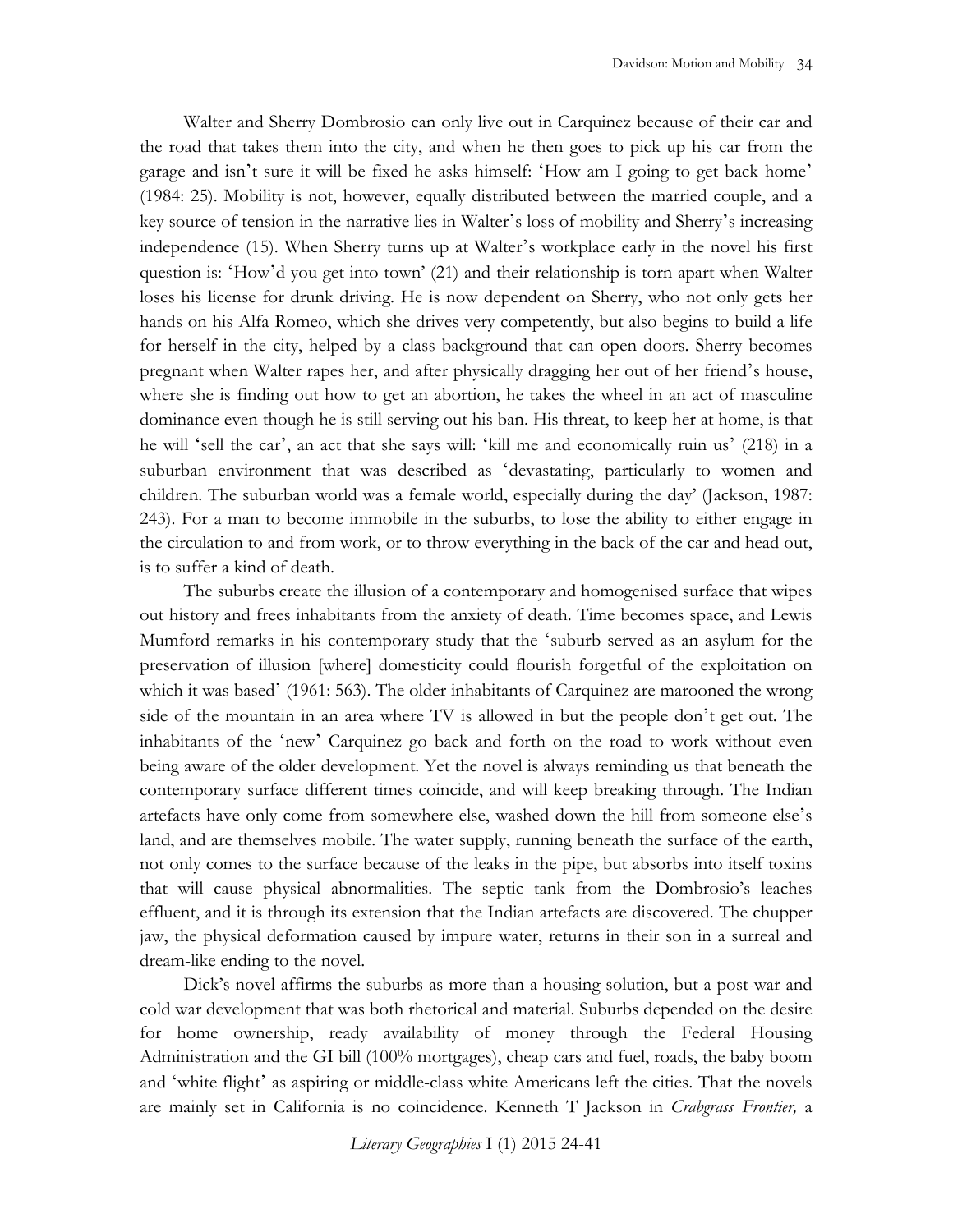Walter and Sherry Dombrosio can only live out in Carquinez because of their car and the road that takes them into the city, and when he then goes to pick up his car from the garage and isn't sure it will be fixed he asks himself: 'How am I going to get back home' (1984: 25). Mobility is not, however, equally distributed between the married couple, and a key source of tension in the narrative lies in Walter's loss of mobility and Sherry's increasing independence (15). When Sherry turns up at Walter's workplace early in the novel his first question is: 'How'd you get into town' (21) and their relationship is torn apart when Walter loses his license for drunk driving. He is now dependent on Sherry, who not only gets her hands on his Alfa Romeo, which she drives very competently, but also begins to build a life for herself in the city, helped by a class background that can open doors. Sherry becomes pregnant when Walter rapes her, and after physically dragging her out of her friend's house, where she is finding out how to get an abortion, he takes the wheel in an act of masculine dominance even though he is still serving out his ban. His threat, to keep her at home, is that he will 'sell the car', an act that she says will: 'kill me and economically ruin us' (218) in a suburban environment that was described as 'devastating, particularly to women and children. The suburban world was a female world, especially during the day' (Jackson, 1987: 243). For a man to become immobile in the suburbs, to lose the ability to either engage in the circulation to and from work, or to throw everything in the back of the car and head out, is to suffer a kind of death.

The suburbs create the illusion of a contemporary and homogenised surface that wipes out history and frees inhabitants from the anxiety of death. Time becomes space, and Lewis Mumford remarks in his contemporary study that the 'suburb served as an asylum for the preservation of illusion [where] domesticity could flourish forgetful of the exploitation on which it was based' (1961: 563). The older inhabitants of Carquinez are marooned the wrong side of the mountain in an area where TV is allowed in but the people don't get out. The inhabitants of the 'new' Carquinez go back and forth on the road to work without even being aware of the older development. Yet the novel is always reminding us that beneath the contemporary surface different times coincide, and will keep breaking through. The Indian artefacts have only come from somewhere else, washed down the hill from someone else's land, and are themselves mobile. The water supply, running beneath the surface of the earth, not only comes to the surface because of the leaks in the pipe, but absorbs into itself toxins that will cause physical abnormalities. The septic tank from the Dombrosio's leaches effluent, and it is through its extension that the Indian artefacts are discovered. The chupper jaw, the physical deformation caused by impure water, returns in their son in a surreal and dream-like ending to the novel.

Dick's novel affirms the suburbs as more than a housing solution, but a post-war and cold war development that was both rhetorical and material. Suburbs depended on the desire for home ownership, ready availability of money through the Federal Housing Administration and the GI bill (100% mortgages), cheap cars and fuel, roads, the baby boom and 'white flight' as aspiring or middle-class white Americans left the cities. That the novels are mainly set in California is no coincidence. Kenneth T Jackson in *Crabgrass Frontier,* a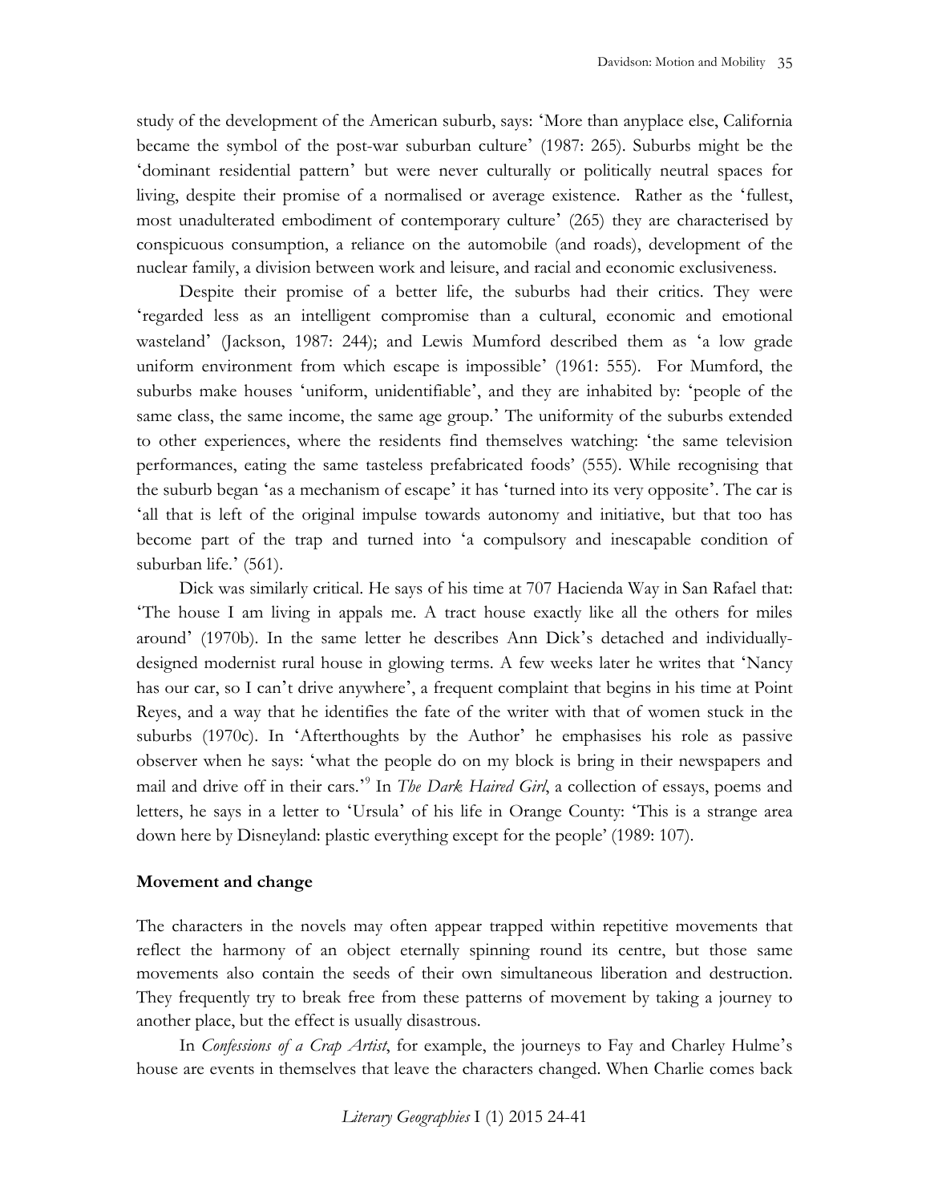study of the development of the American suburb, says: 'More than anyplace else, California became the symbol of the post-war suburban culture' (1987: 265). Suburbs might be the 'dominant residential pattern' but were never culturally or politically neutral spaces for living, despite their promise of a normalised or average existence. Rather as the 'fullest, most unadulterated embodiment of contemporary culture' (265) they are characterised by conspicuous consumption, a reliance on the automobile (and roads), development of the nuclear family, a division between work and leisure, and racial and economic exclusiveness.

Despite their promise of a better life, the suburbs had their critics. They were 'regarded less as an intelligent compromise than a cultural, economic and emotional wasteland' (Jackson, 1987: 244); and Lewis Mumford described them as 'a low grade uniform environment from which escape is impossible' (1961: 555). For Mumford, the suburbs make houses 'uniform, unidentifiable', and they are inhabited by: 'people of the same class, the same income, the same age group.' The uniformity of the suburbs extended to other experiences, where the residents find themselves watching: 'the same television performances, eating the same tasteless prefabricated foods' (555). While recognising that the suburb began 'as a mechanism of escape' it has 'turned into its very opposite'. The car is 'all that is left of the original impulse towards autonomy and initiative, but that too has become part of the trap and turned into 'a compulsory and inescapable condition of suburban life.' (561).

Dick was similarly critical. He says of his time at 707 Hacienda Way in San Rafael that: 'The house I am living in appals me. A tract house exactly like all the others for miles around' (1970b). In the same letter he describes Ann Dick's detached and individually-designed modernist rural house in glowing terms. A few weeks later he writes that 'Nancy has our car, so I can't drive anywhere', a frequent complaint that begins in his time at Point Reyes, and a way that he identifies the fate of the writer with that of women stuck in the suburbs (1970c). In 'Afterthoughts by the Author' he emphasises his role as passive observer when he says: 'what the people do on my block is bring in their newspapers and mail and drive off in their cars.'[9] In *The Dark Haired Girl*, a collection of essays, poems and letters, he says in a letter to 'Ursula' of his life in Orange County: 'This is a strange area down here by Disneyland: plastic everything except for the people' (1989: 107).

## Movement and change

The characters in the novels may often appear trapped within repetitive movements that reflect the harmony of an object eternally spinning round its centre, but those same movements also contain the seeds of their own simultaneous liberation and destruction. They frequently try to break free from these patterns of movement by taking a journey to another place, but the effect is usually disastrous.

In *Confessions of a Crap Artist*, for example, the journeys to Fay and Charley Hulme's house are events in themselves that leave the characters changed. When Charlie comes back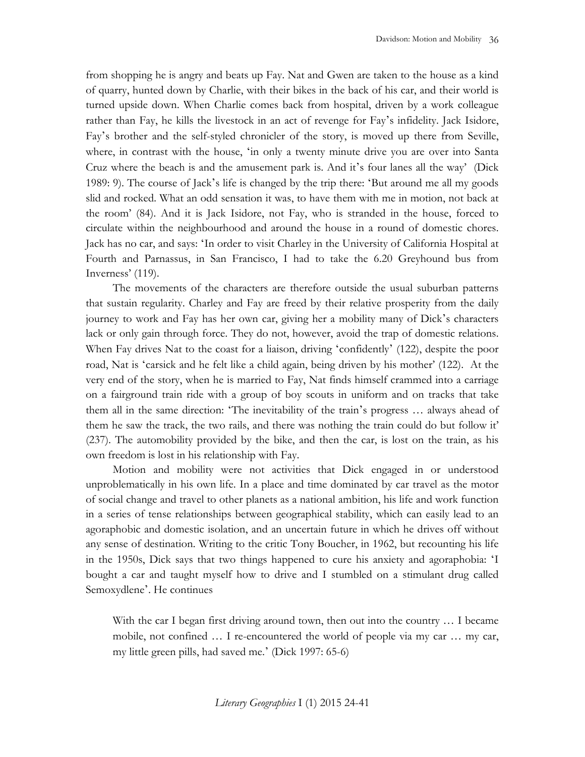from shopping he is angry and beats up Fay. Nat and Gwen are taken to the house as a kind of quarry, hunted down by Charlie, with their bikes in the back of his car, and their world is turned upside down. When Charlie comes back from hospital, driven by a work colleague rather than Fay, he kills the livestock in an act of revenge for Fay's infidelity. Jack Isidore, Fay's brother and the self-styled chronicler of the story, is moved up there from Seville, where, in contrast with the house, 'in only a twenty minute drive you are over into Santa Cruz where the beach is and the amusement park is. And it's four lanes all the way' (Dick 1989: 9). The course of Jack's life is changed by the trip there: 'But around me all my goods slid and rocked. What an odd sensation it was, to have them with me in motion, not back at the room' (84). And it is Jack Isidore, not Fay, who is stranded in the house, forced to circulate within the neighbourhood and around the house in a round of domestic chores. Jack has no car, and says: 'In order to visit Charley in the University of California Hospital at Fourth and Parnassus, in San Francisco, I had to take the 6.20 Greyhound bus from Inverness' (119).

The movements of the characters are therefore outside the usual suburban patterns that sustain regularity. Charley and Fay are freed by their relative prosperity from the daily journey to work and Fay has her own car, giving her a mobility many of Dick's characters lack or only gain through force. They do not, however, avoid the trap of domestic relations. When Fay drives Nat to the coast for a liaison, driving 'confidently' (122), despite the poor road, Nat is 'carsick and he felt like a child again, being driven by his mother' (122). At the very end of the story, when he is married to Fay, Nat finds himself crammed into a carriage on a fairground train ride with a group of boy scouts in uniform and on tracks that take them all in the same direction: 'The inevitability of the train's progress … always ahead of them he saw the track, the two rails, and there was nothing the train could do but follow it' (237). The automobility provided by the bike, and then the car, is lost on the train, as his own freedom is lost in his relationship with Fay.

Motion and mobility were not activities that Dick engaged in or understood unproblematically in his own life. In a place and time dominated by car travel as the motor of social change and travel to other planets as a national ambition, his life and work function in a series of tense relationships between geographical stability, which can easily lead to an agoraphobic and domestic isolation, and an uncertain future in which he drives off without any sense of destination. Writing to the critic Tony Boucher, in 1962, but recounting his life in the 1950s, Dick says that two things happened to cure his anxiety and agoraphobia: 'I bought a car and taught myself how to drive and I stumbled on a stimulant drug called Semoxydlene'. He continues

> With the car I began first driving around town, then out into the country … I became mobile, not confined … I re-encountered the world of people via my car … my car, my little green pills, had saved me.' (Dick 1997: 65-6)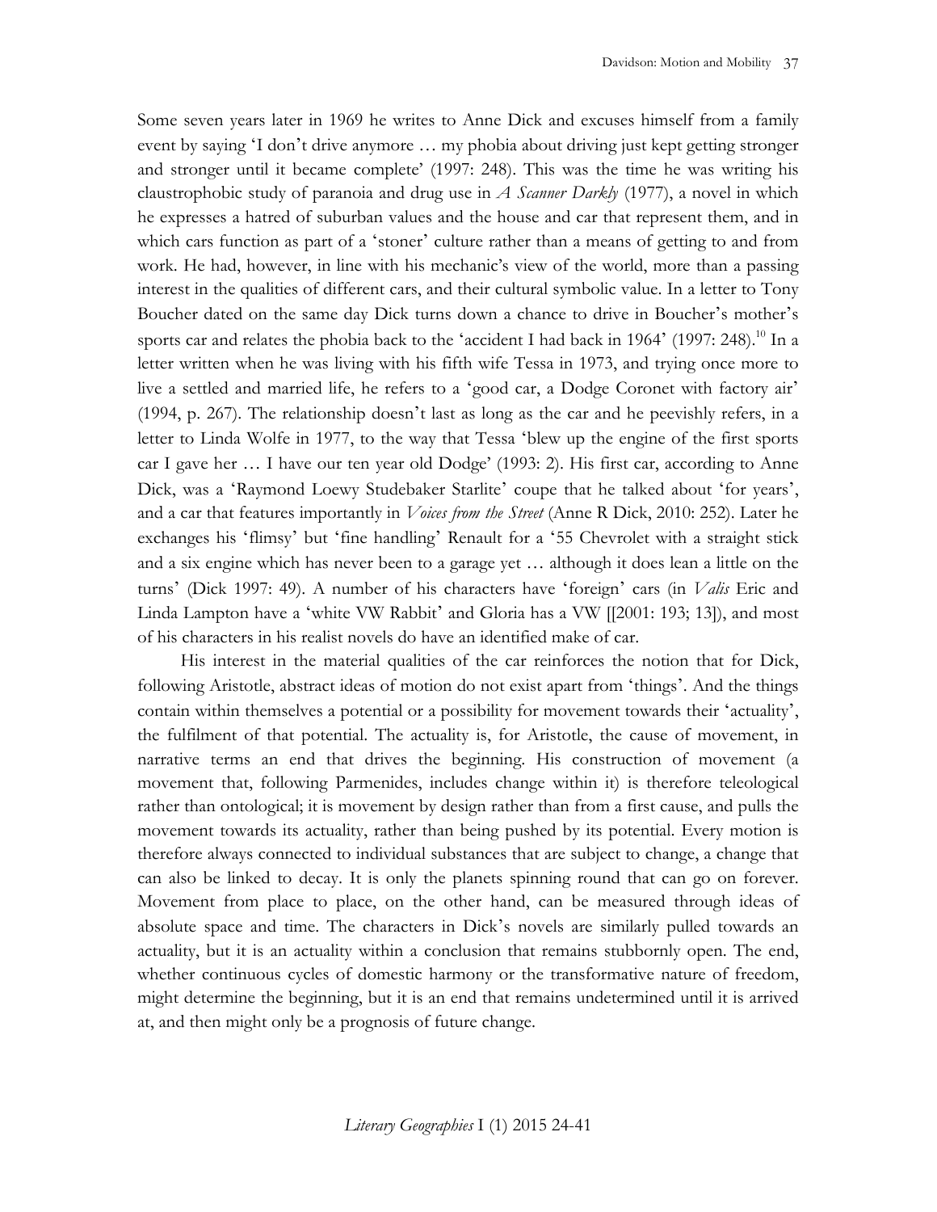Some seven years later in 1969 he writes to Anne Dick and excuses himself from a family event by saying 'I don't drive anymore … my phobia about driving just kept getting stronger and stronger until it became complete' (1997: 248). This was the time he was writing his claustrophobic study of paranoia and drug use in *A Scanner Darkly* (1977), a novel in which he expresses a hatred of suburban values and the house and car that represent them, and in which cars function as part of a 'stoner' culture rather than a means of getting to and from work. He had, however, in line with his mechanic's view of the world, more than a passing interest in the qualities of different cars, and their cultural symbolic value. In a letter to Tony Boucher dated on the same day Dick turns down a chance to drive in Boucher's mother's sports car and relates the phobia back to the 'accident I had back in 1964' (1997: 248).[10] In a letter written when he was living with his fifth wife Tessa in 1973, and trying once more to live a settled and married life, he refers to a 'good car, a Dodge Coronet with factory air' (1994, p. 267). The relationship doesn't last as long as the car and he peevishly refers, in a letter to Linda Wolfe in 1977, to the way that Tessa 'blew up the engine of the first sports car I gave her … I have our ten year old Dodge' (1993: 2). His first car, according to Anne Dick, was a 'Raymond Loewy Studebaker Starlite' coupe that he talked about 'for years', and a car that features importantly in *Voices from the Street* (Anne R Dick, 2010: 252). Later he exchanges his 'flimsy' but 'fine handling' Renault for a '55 Chevrolet with a straight stick and a six engine which has never been to a garage yet … although it does lean a little on the turns' (Dick 1997: 49). A number of his characters have 'foreign' cars (in *Valis* Eric and Linda Lampton have a 'white VW Rabbit' and Gloria has a VW [[2001: 193; 13]), and most of his characters in his realist novels do have an identified make of car.

His interest in the material qualities of the car reinforces the notion that for Dick, following Aristotle, abstract ideas of motion do not exist apart from 'things'. And the things contain within themselves a potential or a possibility for movement towards their 'actuality', the fulfilment of that potential. The actuality is, for Aristotle, the cause of movement, in narrative terms an end that drives the beginning. His construction of movement (a movement that, following Parmenides, includes change within it) is therefore teleological rather than ontological; it is movement by design rather than from a first cause, and pulls the movement towards its actuality, rather than being pushed by its potential. Every motion is therefore always connected to individual substances that are subject to change, a change that can also be linked to decay. It is only the planets spinning round that can go on forever. Movement from place to place, on the other hand, can be measured through ideas of absolute space and time. The characters in Dick's novels are similarly pulled towards an actuality, but it is an actuality within a conclusion that remains stubbornly open. The end, whether continuous cycles of domestic harmony or the transformative nature of freedom, might determine the beginning, but it is an end that remains undetermined until it is arrived at, and then might only be a prognosis of future change.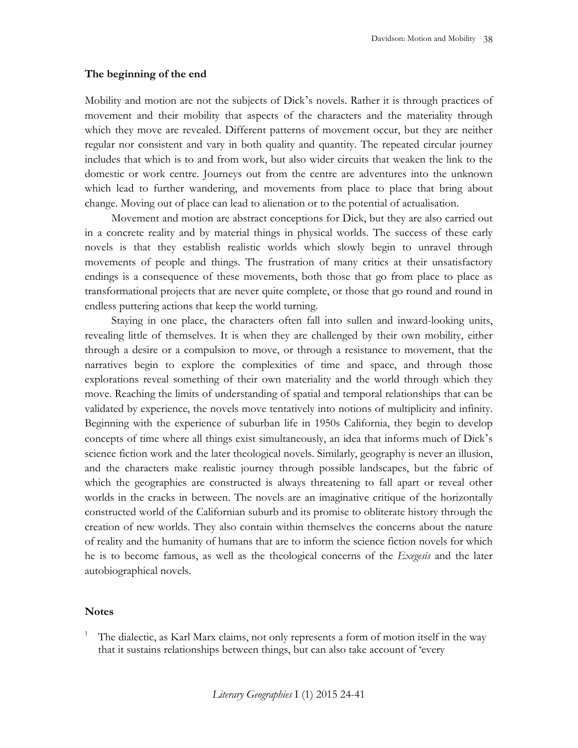### The beginning of the end

Mobility and motion are not the subjects of Dick's novels. Rather it is through practices of movement and their mobility that aspects of the characters and the materiality through which they move are revealed. Different patterns of movement occur, but they are neither regular nor consistent and vary in both quality and quantity. The repeated circular journey includes that which is to and from work, but also wider circuits that weaken the link to the domestic or work centre. Journeys out from the centre are adventures into the unknown which lead to further wandering, and movements from place to place that bring about change. Moving out of place can lead to alienation or to the potential of actualisation.

Movement and motion are abstract conceptions for Dick, but they are also carried out in a concrete reality and by material things in physical worlds. The success of these early novels is that they establish realistic worlds which slowly begin to unravel through movements of people and things. The frustration of many critics at their unsatisfactory endings is a consequence of these movements, both those that go from place to place as transformational projects that are never quite complete, or those that go round and round in endless puttering actions that keep the world turning.

Staying in one place, the characters often fall into sullen and inward-looking units, revealing little of themselves. It is when they are challenged by their own mobility, either through a desire or a compulsion to move, or through a resistance to movement, that the narratives begin to explore the complexities of time and space, and through those explorations reveal something of their own materiality and the world through which they move. Reaching the limits of understanding of spatial and temporal relationships that can be validated by experience, the novels move tentatively into notions of multiplicity and infinity. Beginning with the experience of suburban life in 1950s California, they begin to develop concepts of time where all things exist simultaneously, an idea that informs much of Dick's science fiction work and the later theological novels. Similarly, geography is never an illusion, and the characters make realistic journey through possible landscapes, but the fabric of which the geographies are constructed is always threatening to fall apart or reveal other worlds in the cracks in between. The novels are an imaginative critique of the horizontally constructed world of the Californian suburb and its promise to obliterate history through the creation of new worlds. They also contain within themselves the concerns about the nature of reality and the humanity of humans that are to inform the science fiction novels for which he is to become famous, as well as the theological concerns of the *Exegesis* and the later autobiographical novels.

### Notes

[1] The dialectic, as Karl Marx claims, not only represents a form of motion itself in the way that it sustains relationships between things, but can also take account of 'every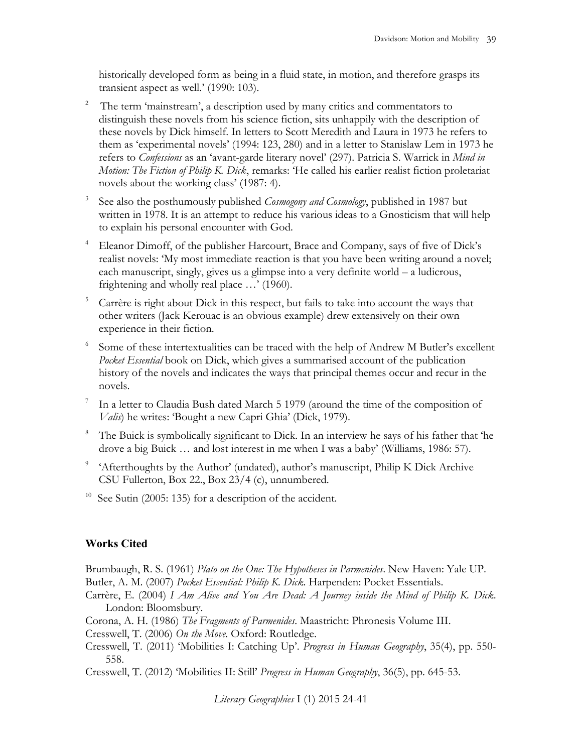historically developed form as being in a fluid state, in motion, and therefore grasps its transient aspect as well.' (1990: 103).

2 The term 'mainstream', a description used by many critics and commentators to distinguish these novels from his science fiction, sits unhappily with the description of these novels by Dick himself. In letters to Scott Meredith and Laura in 1973 he refers to them as 'experimental novels' (1994: 123, 280) and in a letter to Stanislaw Lem in 1973 he refers to *Confessions* as an 'avant-garde literary novel' (297). Patricia S. Warrick in *Mind in Motion: The Fiction of Philip K. Dick*, remarks: 'He called his earlier realist fiction proletariat novels about the working class' (1987: 4).

3 See also the posthumously published *Cosmogony and Cosmology*, published in 1987 but written in 1978. It is an attempt to reduce his various ideas to a Gnosticism that will help to explain his personal encounter with God.

4 Eleanor Dimoff, of the publisher Harcourt, Brace and Company, says of five of Dick's realist novels: 'My most immediate reaction is that you have been writing around a novel; each manuscript, singly, gives us a glimpse into a very definite world – a ludicrous, frightening and wholly real place …' (1960).

5 Carrère is right about Dick in this respect, but fails to take into account the ways that other writers (Jack Kerouac is an obvious example) drew extensively on their own experience in their fiction.

6 Some of these intertextualities can be traced with the help of Andrew M Butler's excellent *Pocket Essential* book on Dick, which gives a summarised account of the publication history of the novels and indicates the ways that principal themes occur and recur in the novels.

7 In a letter to Claudia Bush dated March 5 1979 (around the time of the composition of *Valis*) he writes: 'Bought a new Capri Ghia' (Dick, 1979).

8 The Buick is symbolically significant to Dick. In an interview he says of his father that 'he drove a big Buick … and lost interest in me when I was a baby' (Williams, 1986: 57).

9 'Afterthoughts by the Author' (undated), author's manuscript, Philip K Dick Archive CSU Fullerton, Box 22., Box 23/4 (c), unnumbered.

10 See Sutin (2005: 135) for a description of the accident.

## Works Cited

Brumbaugh, R. S. (1961) *Plato on the One: The Hypotheses in Parmenides*. New Haven: Yale UP.

Butler, A. M. (2007) *Pocket Essential: Philip K. Dick*. Harpenden: Pocket Essentials.

Carrère, E. (2004) *I Am Alive and You Are Dead: A Journey inside the Mind of Philip K. Dick*. London: Bloomsbury.

Corona, A. H. (1986) *The Fragments of Parmenides*. Maastricht: Phronesis Volume III.

Cresswell, T. (2006) *On the Move*. Oxford: Routledge.

Cresswell, T. (2011) 'Mobilities I: Catching Up'. *Progress in Human Geography*, 35(4), pp. 550-558.

Cresswell, T. (2012) 'Mobilities II: Still' *Progress in Human Geography*, 36(5), pp. 645-53.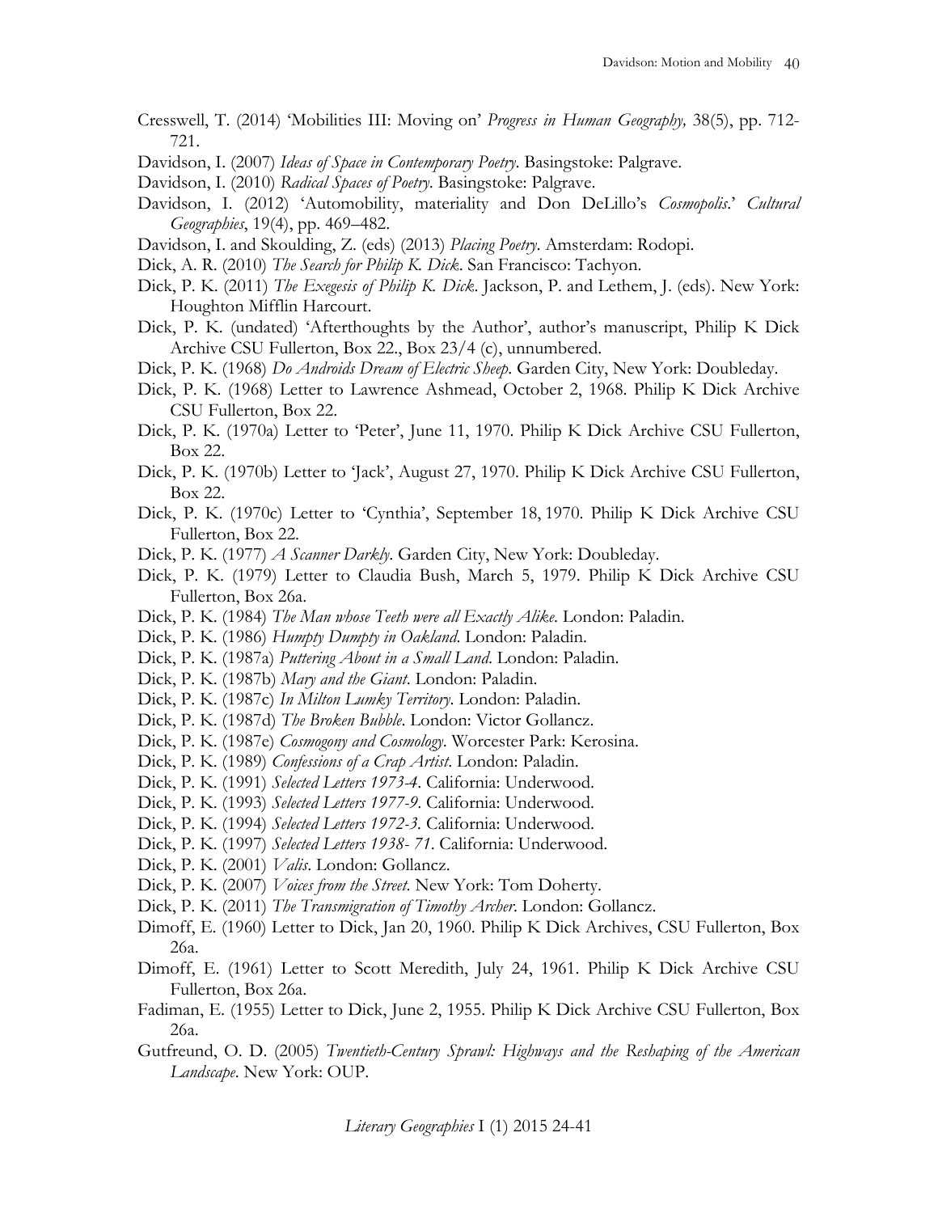Cresswell, T. (2014) 'Mobilities III: Moving on' *Progress in Human Geography,* 38(5), pp. 712-721.

Davidson, I. (2007) *Ideas of Space in Contemporary Poetry*. Basingstoke: Palgrave.

Davidson, I. (2010) *Radical Spaces of Poetry*. Basingstoke: Palgrave.

Davidson, I. (2012) 'Automobility, materiality and Don DeLillo's *Cosmopolis*.' *Cultural Geographies*, 19(4), pp. 469–482.

Davidson, I. and Skoulding, Z. (eds) (2013) *Placing Poetry*. Amsterdam: Rodopi.

Dick, A. R. (2010) *The Search for Philip K. Dick*. San Francisco: Tachyon.

Dick, P. K. (2011) *The Exegesis of Philip K. Dick*. Jackson, P. and Lethem, J. (eds). New York: Houghton Mifflin Harcourt.

Dick, P. K. (undated) 'Afterthoughts by the Author', author's manuscript, Philip K Dick Archive CSU Fullerton, Box 22., Box 23/4 (c), unnumbered.

Dick, P. K. (1968) *Do Androids Dream of Electric Sheep.* Garden City, New York: Doubleday.

Dick, P. K. (1968) Letter to Lawrence Ashmead, October 2, 1968. Philip K Dick Archive CSU Fullerton, Box 22.

Dick, P. K. (1970a) Letter to 'Peter', June 11, 1970. Philip K Dick Archive CSU Fullerton, Box 22.

Dick, P. K. (1970b) Letter to 'Jack', August 27, 1970. Philip K Dick Archive CSU Fullerton, Box 22.

Dick, P. K. (1970c) Letter to 'Cynthia', September 18, 1970. Philip K Dick Archive CSU Fullerton, Box 22.

Dick, P. K. (1977) *A Scanner Darkly*. Garden City, New York: Doubleday.

Dick, P. K. (1979) Letter to Claudia Bush, March 5, 1979. Philip K Dick Archive CSU Fullerton, Box 26a.

Dick, P. K. (1984) *The Man whose Teeth were all Exactly Alike*. London: Paladin.

Dick, P. K. (1986) *Humpty Dumpty in Oakland*. London: Paladin.

Dick, P. K. (1987a) *Puttering About in a Small Land*. London: Paladin.

Dick, P. K. (1987b) *Mary and the Giant*. London: Paladin.

Dick, P. K. (1987c) *In Milton Lumky Territory*. London: Paladin.

Dick, P. K. (1987d) *The Broken Bubble*. London: Victor Gollancz.

Dick, P. K. (1987e) *Cosmogony and Cosmology*. Worcester Park: Kerosina.

Dick, P. K. (1989) *Confessions of a Crap Artist*. London: Paladin.

Dick, P. K. (1991) *Selected Letters 1973-4*. California: Underwood.

Dick, P. K. (1993) *Selected Letters 1977-9*. California: Underwood.

Dick, P. K. (1994) *Selected Letters 1972-3*. California: Underwood.

Dick, P. K. (1997) *Selected Letters 1938- 71*. California: Underwood.

Dick, P. K. (2001) *Valis*. London: Gollancz.

Dick, P. K. (2007) *Voices from the Street*. New York: Tom Doherty.

Dick, P. K. (2011) *The Transmigration of Timothy Archer*. London: Gollancz.

Dimoff, E. (1960) Letter to Dick, Jan 20, 1960. Philip K Dick Archives, CSU Fullerton, Box 26a.

Dimoff, E. (1961) Letter to Scott Meredith, July 24, 1961. Philip K Dick Archive CSU Fullerton, Box 26a.

Fadiman, E. (1955) Letter to Dick, June 2, 1955. Philip K Dick Archive CSU Fullerton, Box 26a.

Gutfreund, O. D. (2005) *Twentieth-Century Sprawl: Highways and the Reshaping of the American Landscape*. New York: OUP.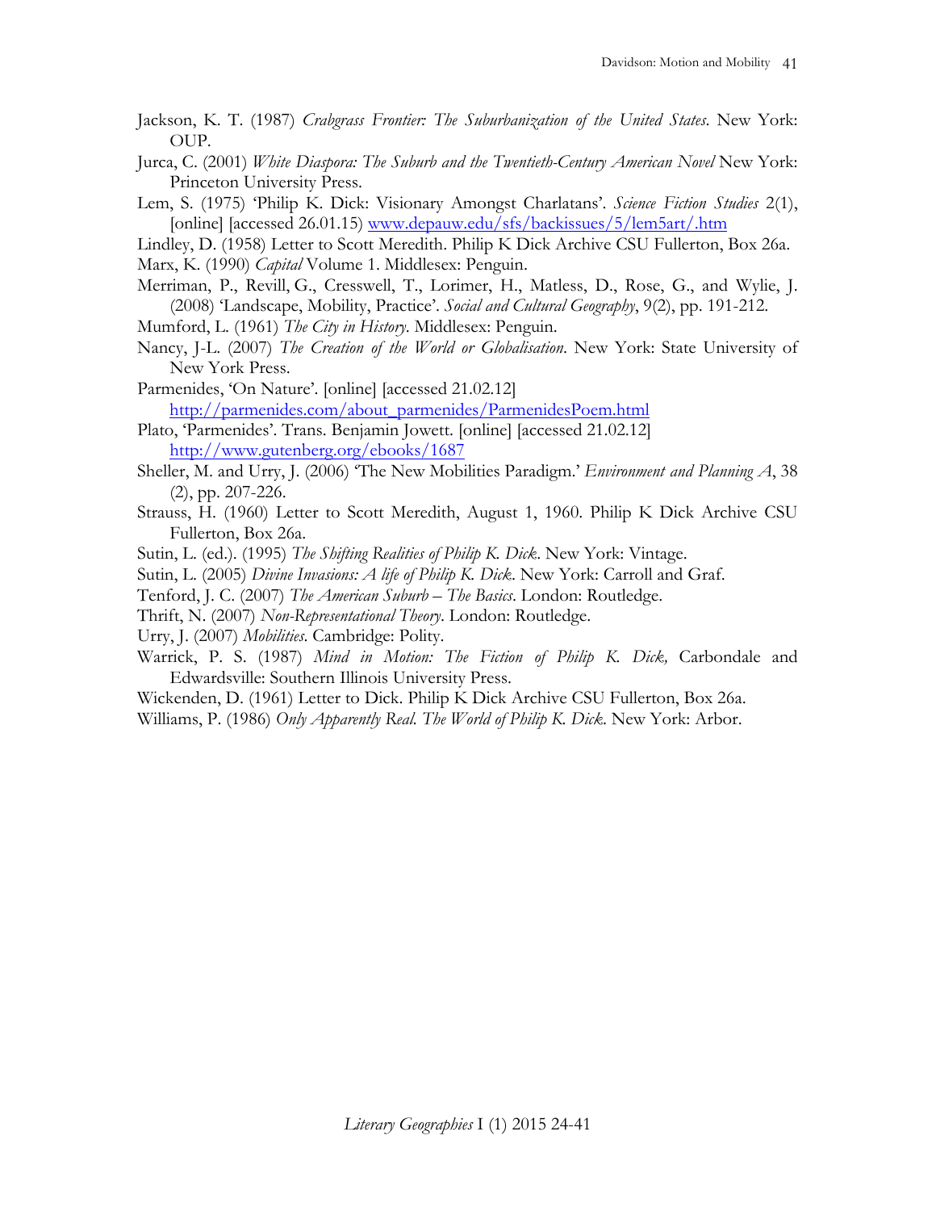Jackson, K. T. (1987) *Crabgrass Frontier: The Suburbanization of the United States*. New York: OUP.

Jurca, C. (2001) *White Diaspora: The Suburb and the Twentieth-Century American Novel* New York: Princeton University Press.

Lem, S. (1975) 'Philip K. Dick: Visionary Amongst Charlatans'. *Science Fiction Studies* 2(1), [online] [accessed 26.01.15) www.depauw.edu/sfs/backissues/5/lem5art/.htm

Lindley, D. (1958) Letter to Scott Meredith. Philip K Dick Archive CSU Fullerton, Box 26a.

Marx, K. (1990) *Capital* Volume 1. Middlesex: Penguin.

Merriman, P., Revill, G., Cresswell, T., Lorimer, H., Matless, D., Rose, G., and Wylie, J. (2008) 'Landscape, Mobility, Practice'. *Social and Cultural Geography*, 9(2), pp. 191-212.

Mumford, L. (1961) *The City in History*. Middlesex: Penguin.

Nancy, J-L. (2007) *The Creation of the World or Globalisation*. New York: State University of New York Press.

Parmenides, 'On Nature'. [online] [accessed 21.02.12] http://parmenides.com/about_parmenides/ParmenidesPoem.html

Plato, 'Parmenides'. Trans. Benjamin Jowett. [online] [accessed 21.02.12] http://www.gutenberg.org/ebooks/1687

Sheller, M. and Urry, J. (2006) 'The New Mobilities Paradigm.' *Environment and Planning A*, 38 (2), pp. 207-226.

Strauss, H. (1960) Letter to Scott Meredith, August 1, 1960. Philip K Dick Archive CSU Fullerton, Box 26a.

Sutin, L. (ed.). (1995) *The Shifting Realities of Philip K. Dick*. New York: Vintage.

Sutin, L. (2005) *Divine Invasions: A life of Philip K. Dick*. New York: Carroll and Graf.

Tenford, J. C. (2007) *The American Suburb – The Basics*. London: Routledge.

Thrift, N. (2007) *Non-Representational Theory*. London: Routledge.

Urry, J. (2007) *Mobilities*. Cambridge: Polity.

Warrick, P. S. (1987) *Mind in Motion: The Fiction of Philip K. Dick,* Carbondale and Edwardsville: Southern Illinois University Press.

Wickenden, D. (1961) Letter to Dick. Philip K Dick Archive CSU Fullerton, Box 26a.

Williams, P. (1986) *Only Apparently Real. The World of Philip K. Dick*. New York: Arbor.